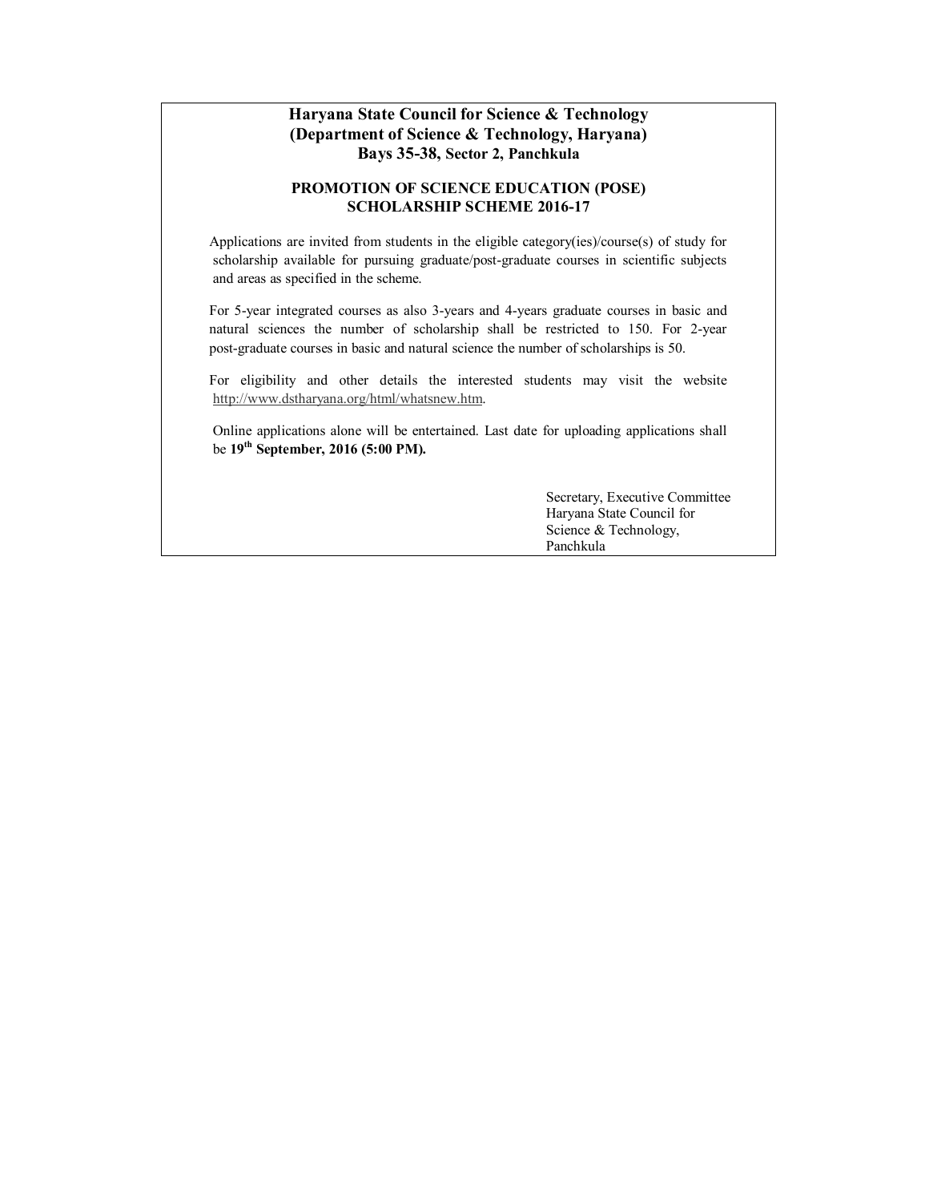# Haryana State Council for Science & Technology
## (Department of Science & Technology, Haryana)
### Bays 35-38, Sector 2, Panchkula

### PROMOTION OF SCIENCE EDUCATION (POSE) SCHOLARSHIP SCHEME 2016-17

Applications are invited from students in the eligible category(ies)/course(s) of study for scholarship available for pursuing graduate/post-graduate courses in scientific subjects and areas as specified in the scheme.

For 5-year integrated courses as also 3-years and 4-years graduate courses in basic and natural sciences the number of scholarship shall be restricted to 150. For 2-year post-graduate courses in basic and natural science the number of scholarships is 50.

For eligibility and other details the interested students may visit the website http://www.dstharyana.org/html/whatsnew.htm.

Online applications alone will be entertained. Last date for uploading applications shall be **19th September, 2016 (5:00 PM).**

Secretary, Executive Committee
Haryana State Council for
Science & Technology,
Panchkula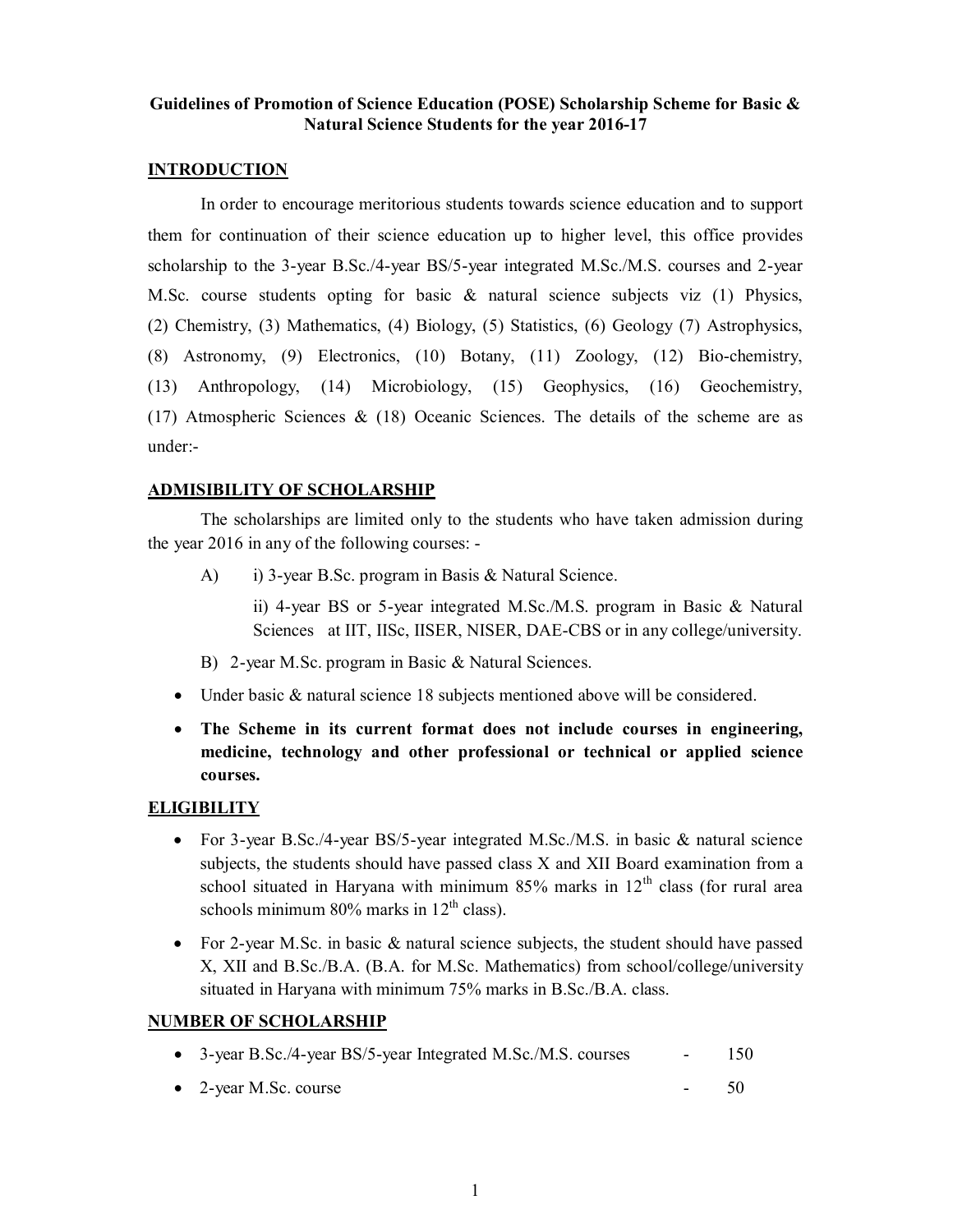**Guidelines of Promotion of Science Education (POSE) Scholarship Scheme for Basic & Natural Science Students for the year 2016-17**

## INTRODUCTION

In order to encourage meritorious students towards science education and to support them for continuation of their science education up to higher level, this office provides scholarship to the 3-year B.Sc./4-year BS/5-year integrated M.Sc./M.S. courses and 2-year M.Sc. course students opting for basic & natural science subjects viz (1) Physics, (2) Chemistry, (3) Mathematics, (4) Biology, (5) Statistics, (6) Geology (7) Astrophysics, (8) Astronomy, (9) Electronics, (10) Botany, (11) Zoology, (12) Bio-chemistry, (13) Anthropology, (14) Microbiology, (15) Geophysics, (16) Geochemistry, (17) Atmospheric Sciences & (18) Oceanic Sciences. The details of the scheme are as under:-

## ADMISIBILITY OF SCHOLARSHIP

The scholarships are limited only to the students who have taken admission during the year 2016 in any of the following courses: -

A) i) 3-year B.Sc. program in Basis & Natural Science.

ii) 4-year BS or 5-year integrated M.Sc./M.S. program in Basic & Natural Sciences at IIT, IISc, IISER, NISER, DAE-CBS or in any college/university.

B) 2-year M.Sc. program in Basic & Natural Sciences.

- Under basic & natural science 18 subjects mentioned above will be considered.
- **The Scheme in its current format does not include courses in engineering, medicine, technology and other professional or technical or applied science courses.**

## ELIGIBILITY

- For 3-year B.Sc./4-year BS/5-year integrated M.Sc./M.S. in basic & natural science subjects, the students should have passed class X and XII Board examination from a school situated in Haryana with minimum 85% marks in 12th class (for rural area schools minimum 80% marks in 12th class).
- For 2-year M.Sc. in basic & natural science subjects, the student should have passed X, XII and B.Sc./B.A. (B.A. for M.Sc. Mathematics) from school/college/university situated in Haryana with minimum 75% marks in B.Sc./B.A. class.

## NUMBER OF SCHOLARSHIP

- 3-year B.Sc./4-year BS/5-year Integrated M.Sc./M.S. courses - 150
- 2-year M.Sc. course - 50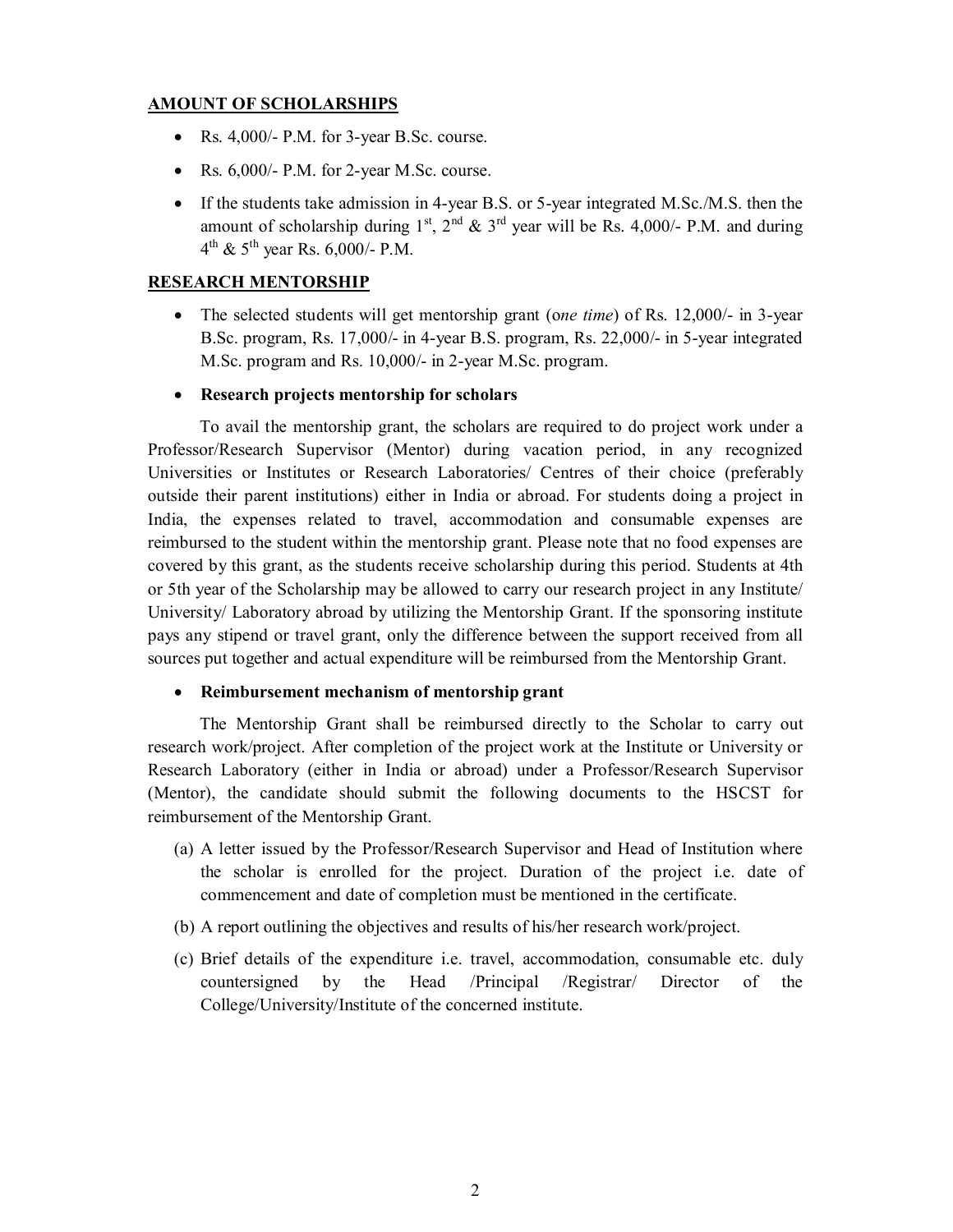## AMOUNT OF SCHOLARSHIPS

- Rs. 4,000/- P.M. for 3-year B.Sc. course.
- Rs. 6,000/- P.M. for 2-year M.Sc. course.
- If the students take admission in 4-year B.S. or 5-year integrated M.Sc./M.S. then the amount of scholarship during 1st, 2nd & 3rd year will be Rs. 4,000/- P.M. and during 4th & 5th year Rs. 6,000/- P.M.

## RESEARCH MENTORSHIP

- The selected students will get mentorship grant (o*ne time*) of Rs. 12,000/- in 3-year B.Sc. program, Rs. 17,000/- in 4-year B.S. program, Rs. 22,000/- in 5-year integrated M.Sc. program and Rs. 10,000/- in 2-year M.Sc. program.

- **Research projects mentorship for scholars**

To avail the mentorship grant, the scholars are required to do project work under a Professor/Research Supervisor (Mentor) during vacation period, in any recognized Universities or Institutes or Research Laboratories/ Centres of their choice (preferably outside their parent institutions) either in India or abroad. For students doing a project in India, the expenses related to travel, accommodation and consumable expenses are reimbursed to the student within the mentorship grant. Please note that no food expenses are covered by this grant, as the students receive scholarship during this period. Students at 4th or 5th year of the Scholarship may be allowed to carry our research project in any Institute/ University/ Laboratory abroad by utilizing the Mentorship Grant. If the sponsoring institute pays any stipend or travel grant, only the difference between the support received from all sources put together and actual expenditure will be reimbursed from the Mentorship Grant.

- **Reimbursement mechanism of mentorship grant**

The Mentorship Grant shall be reimbursed directly to the Scholar to carry out research work/project. After completion of the project work at the Institute or University or Research Laboratory (either in India or abroad) under a Professor/Research Supervisor (Mentor), the candidate should submit the following documents to the HSCST for reimbursement of the Mentorship Grant.

(a) A letter issued by the Professor/Research Supervisor and Head of Institution where the scholar is enrolled for the project. Duration of the project i.e. date of commencement and date of completion must be mentioned in the certificate.

(b) A report outlining the objectives and results of his/her research work/project.

(c) Brief details of the expenditure i.e. travel, accommodation, consumable etc. duly countersigned by the Head /Principal /Registrar/ Director of the College/University/Institute of the concerned institute.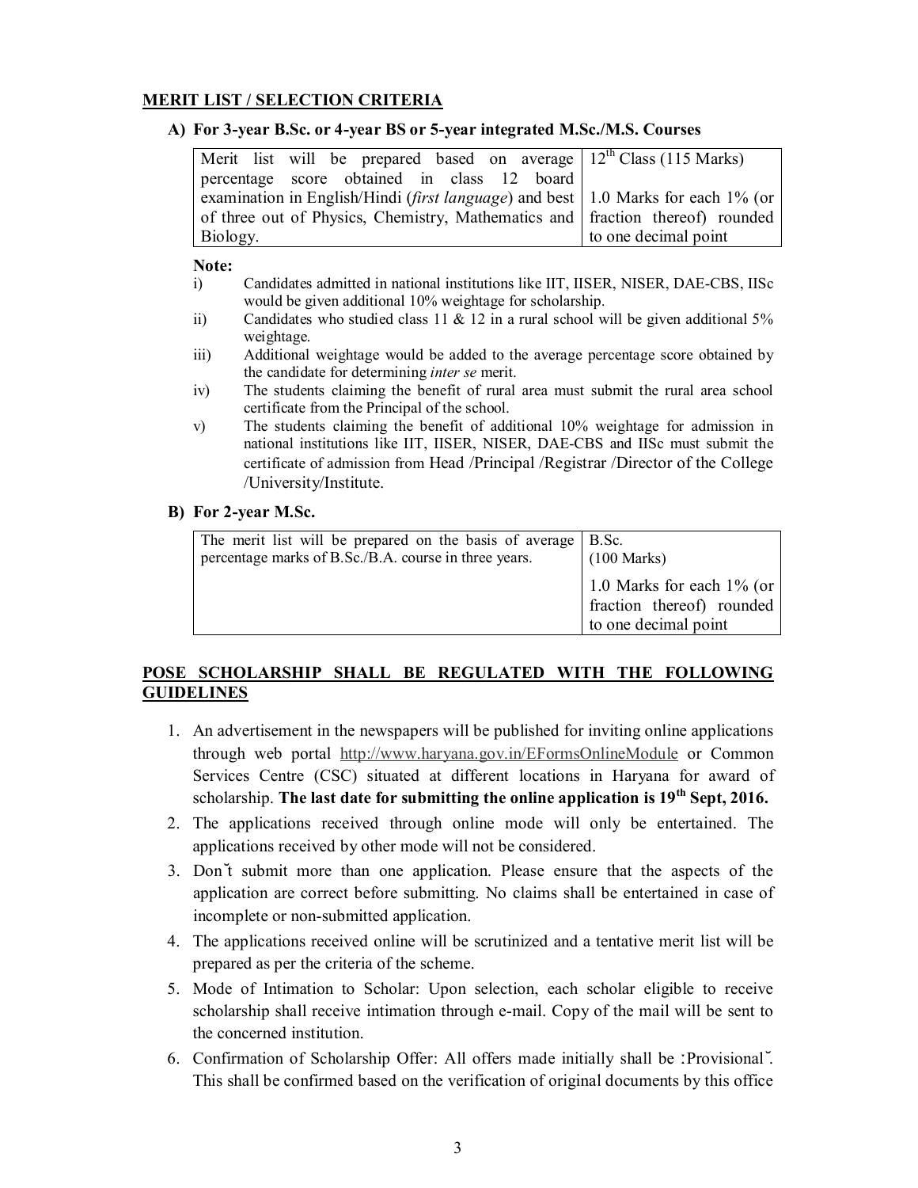**MERIT LIST / SELECTION CRITERIA**

**A) For 3-year B.Sc. or 4-year BS or 5-year integrated M.Sc./M.S. Courses**

| Merit list will be prepared based on average percentage score obtained in class 12 board examination in English/Hindi (*first language*) and best of three out of Physics, Chemistry, Mathematics and Biology. | 12th Class (115 Marks)<br><br>1.0 Marks for each 1% (or fraction thereof) rounded to one decimal point |
|---|---|

**Note:**

i) Candidates admitted in national institutions like IIT, IISER, NISER, DAE-CBS, IISc would be given additional 10% weightage for scholarship.

ii) Candidates who studied class 11 & 12 in a rural school will be given additional 5% weightage.

iii) Additional weightage would be added to the average percentage score obtained by the candidate for determining *inter se* merit.

iv) The students claiming the benefit of rural area must submit the rural area school certificate from the Principal of the school.

v) The students claiming the benefit of additional 10% weightage for admission in national institutions like IIT, IISER, NISER, DAE-CBS and IISc must submit the certificate of admission from Head /Principal /Registrar /Director of the College /University/Institute.

**B) For 2-year M.Sc.**

| The merit list will be prepared on the basis of average percentage marks of B.Sc./B.A. course in three years. | B.Sc.<br>(100 Marks) |
|---|---|
| | 1.0 Marks for each 1% (or fraction thereof) rounded to one decimal point |

**POSE SCHOLARSHIP SHALL BE REGULATED WITH THE FOLLOWING GUIDELINES**

1. An advertisement in the newspapers will be published for inviting online applications through web portal http://www.haryana.gov.in/EFormsOnlineModule or Common Services Centre (CSC) situated at different locations in Haryana for award of scholarship. **The last date for submitting the online application is 19th Sept, 2016.**
2. The applications received through online mode will only be entertained. The applications received by other mode will not be considered.
3. Don˘t submit more than one application. Please ensure that the aspects of the application are correct before submitting. No claims shall be entertained in case of incomplete or non-submitted application.
4. The applications received online will be scrutinized and a tentative merit list will be prepared as per the criteria of the scheme.
5. Mode of Intimation to Scholar: Upon selection, each scholar eligible to receive scholarship shall receive intimation through e-mail. Copy of the mail will be sent to the concerned institution.
6. Confirmation of Scholarship Offer: All offers made initially shall be ːProvisional˘. This shall be confirmed based on the verification of original documents by this office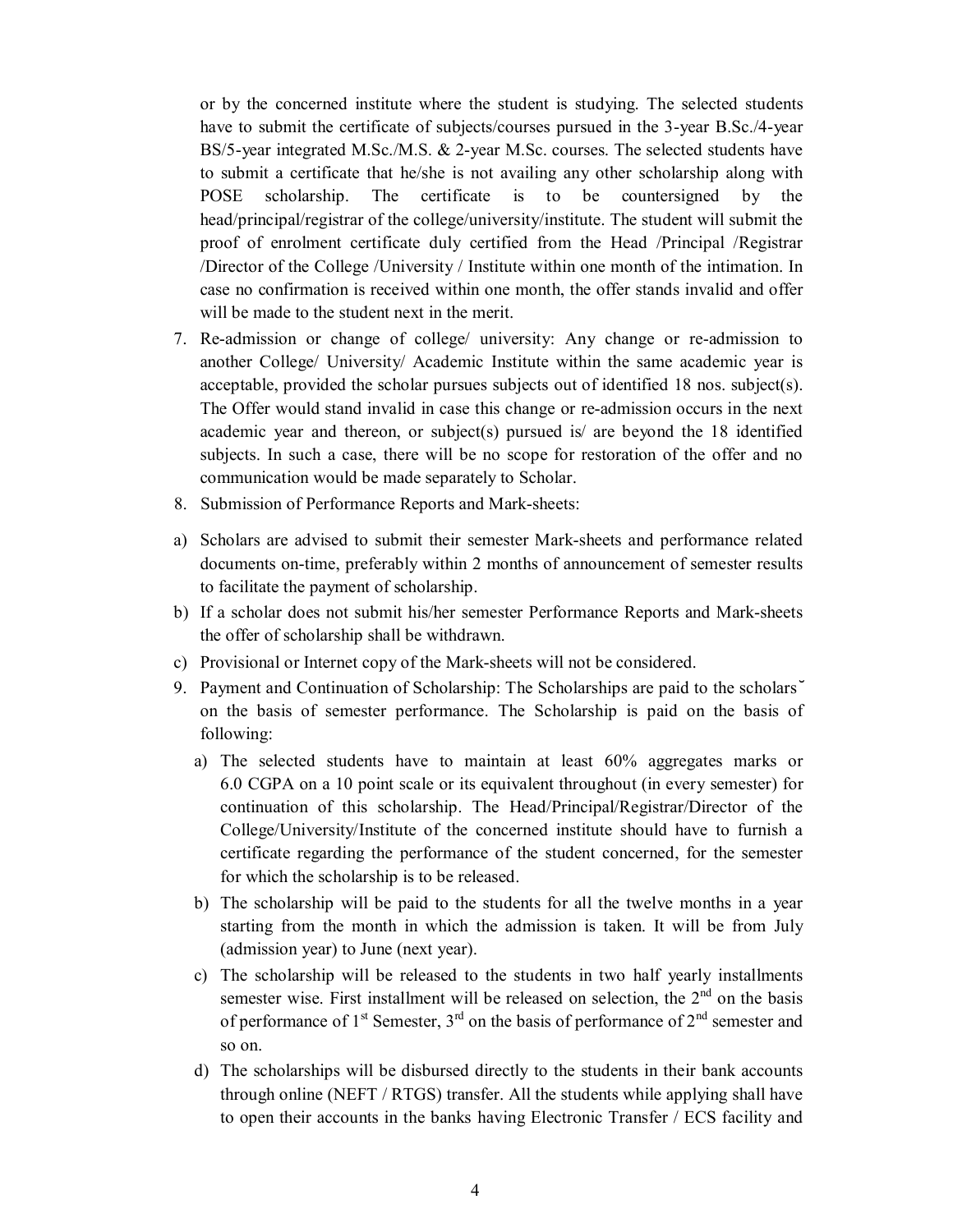or by the concerned institute where the student is studying. The selected students have to submit the certificate of subjects/courses pursued in the 3-year B.Sc./4-year BS/5-year integrated M.Sc./M.S. & 2-year M.Sc. courses. The selected students have to submit a certificate that he/she is not availing any other scholarship along with POSE scholarship. The certificate is to be countersigned by the head/principal/registrar of the college/university/institute. The student will submit the proof of enrolment certificate duly certified from the Head /Principal /Registrar /Director of the College /University / Institute within one month of the intimation. In case no confirmation is received within one month, the offer stands invalid and offer will be made to the student next in the merit.

7. Re-admission or change of college/ university: Any change or re-admission to another College/ University/ Academic Institute within the same academic year is acceptable, provided the scholar pursues subjects out of identified 18 nos. subject(s). The Offer would stand invalid in case this change or re-admission occurs in the next academic year and thereon, or subject(s) pursued is/ are beyond the 18 identified subjects. In such a case, there will be no scope for restoration of the offer and no communication would be made separately to Scholar.
8. Submission of Performance Reports and Mark-sheets:

a) Scholars are advised to submit their semester Mark-sheets and performance related documents on-time, preferably within 2 months of announcement of semester results to facilitate the payment of scholarship.
b) If a scholar does not submit his/her semester Performance Reports and Mark-sheets the offer of scholarship shall be withdrawn.
c) Provisional or Internet copy of the Mark-sheets will not be considered.

9. Payment and Continuation of Scholarship: The Scholarships are paid to the scholars˘ on the basis of semester performance. The Scholarship is paid on the basis of following:
   a) The selected students have to maintain at least 60% aggregates marks or 6.0 CGPA on a 10 point scale or its equivalent throughout (in every semester) for continuation of this scholarship. The Head/Principal/Registrar/Director of the College/University/Institute of the concerned institute should have to furnish a certificate regarding the performance of the student concerned, for the semester for which the scholarship is to be released.
   b) The scholarship will be paid to the students for all the twelve months in a year starting from the month in which the admission is taken. It will be from July (admission year) to June (next year).
   c) The scholarship will be released to the students in two half yearly installments semester wise. First installment will be released on selection, the 2nd on the basis of performance of 1st Semester, 3rd on the basis of performance of 2nd semester and so on.
   d) The scholarships will be disbursed directly to the students in their bank accounts through online (NEFT / RTGS) transfer. All the students while applying shall have to open their accounts in the banks having Electronic Transfer / ECS facility and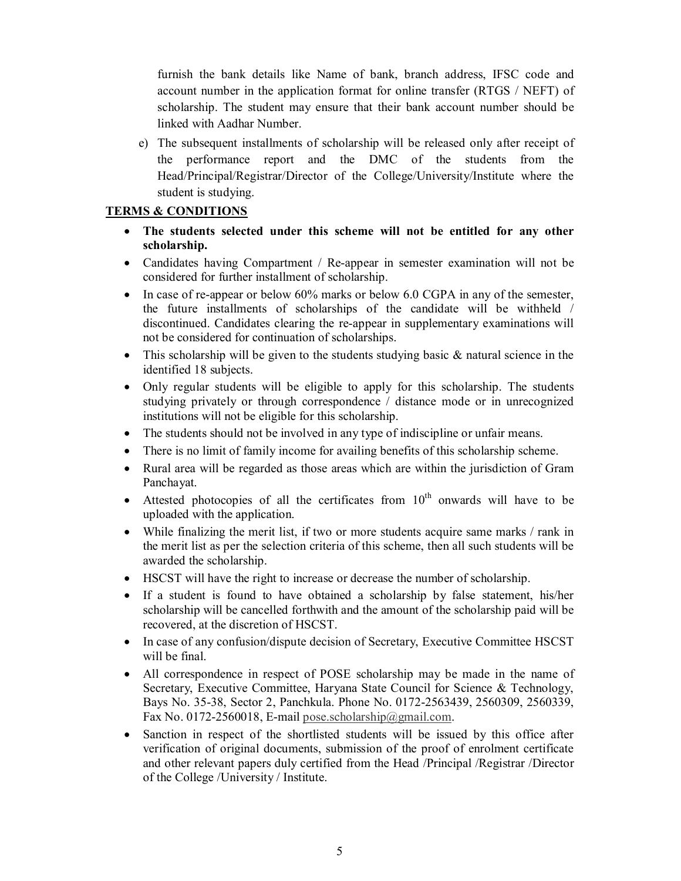furnish the bank details like Name of bank, branch address, IFSC code and account number in the application format for online transfer (RTGS / NEFT) of scholarship. The student may ensure that their bank account number should be linked with Aadhar Number.

e) The subsequent installments of scholarship will be released only after receipt of the performance report and the DMC of the students from the Head/Principal/Registrar/Director of the College/University/Institute where the student is studying.

**TERMS & CONDITIONS**

- **The students selected under this scheme will not be entitled for any other scholarship.**
- Candidates having Compartment / Re-appear in semester examination will not be considered for further installment of scholarship.
- In case of re-appear or below 60% marks or below 6.0 CGPA in any of the semester, the future installments of scholarships of the candidate will be withheld / discontinued. Candidates clearing the re-appear in supplementary examinations will not be considered for continuation of scholarships.
- This scholarship will be given to the students studying basic & natural science in the identified 18 subjects.
- Only regular students will be eligible to apply for this scholarship. The students studying privately or through correspondence / distance mode or in unrecognized institutions will not be eligible for this scholarship.
- The students should not be involved in any type of indiscipline or unfair means.
- There is no limit of family income for availing benefits of this scholarship scheme.
- Rural area will be regarded as those areas which are within the jurisdiction of Gram Panchayat.
- Attested photocopies of all the certificates from 10th onwards will have to be uploaded with the application.
- While finalizing the merit list, if two or more students acquire same marks / rank in the merit list as per the selection criteria of this scheme, then all such students will be awarded the scholarship.
- HSCST will have the right to increase or decrease the number of scholarship.
- If a student is found to have obtained a scholarship by false statement, his/her scholarship will be cancelled forthwith and the amount of the scholarship paid will be recovered, at the discretion of HSCST.
- In case of any confusion/dispute decision of Secretary, Executive Committee HSCST will be final.
- All correspondence in respect of POSE scholarship may be made in the name of Secretary, Executive Committee, Haryana State Council for Science & Technology, Bays No. 35-38, Sector 2, Panchkula. Phone No. 0172-2563439, 2560309, 2560339, Fax No. 0172-2560018, E-mail pose.scholarship@gmail.com.
- Sanction in respect of the shortlisted students will be issued by this office after verification of original documents, submission of the proof of enrolment certificate and other relevant papers duly certified from the Head /Principal /Registrar /Director of the College /University / Institute.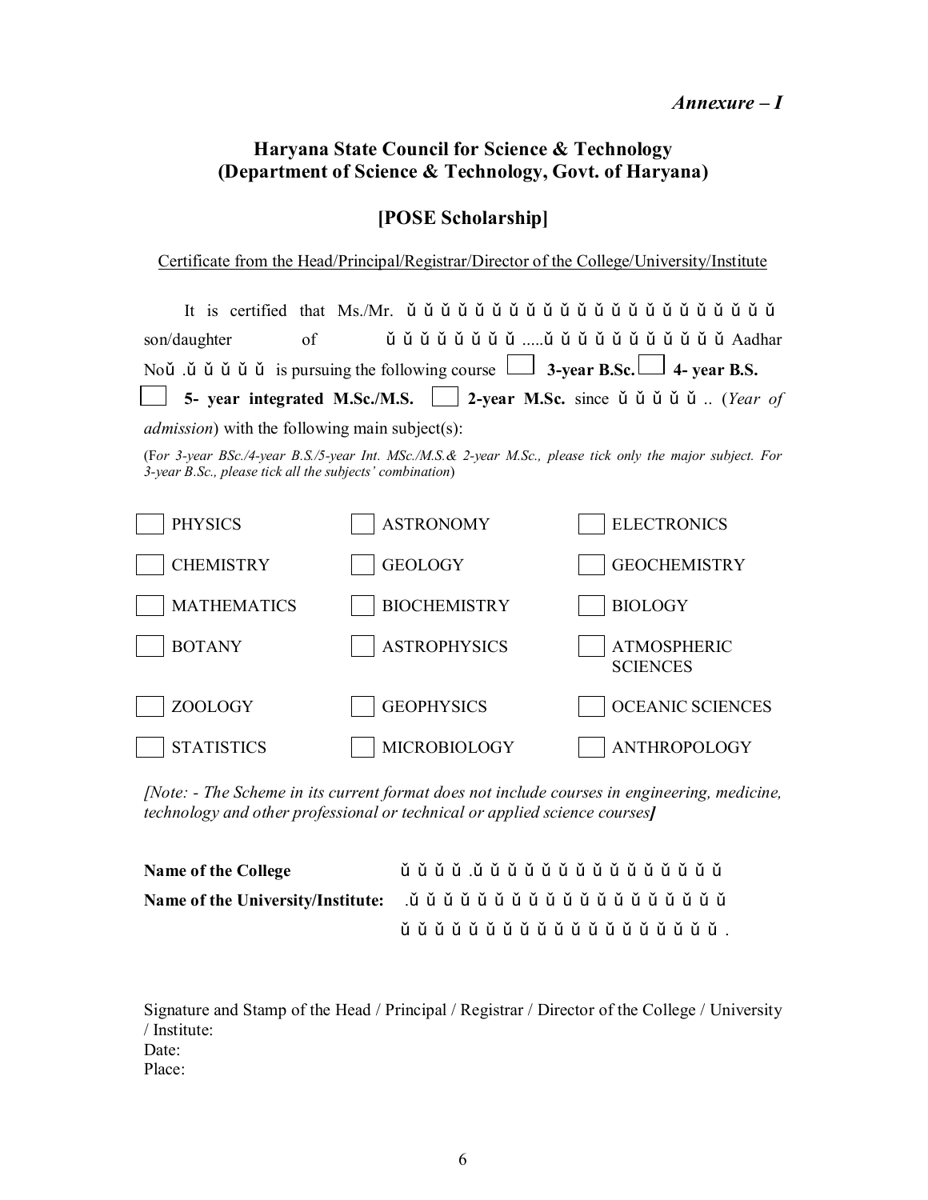*Annexure – I*

## Haryana State Council for Science & Technology
## (Department of Science & Technology, Govt. of Haryana)

### [POSE Scholarship]

Certificate from the Head/Principal/Registrar/Director of the College/University/Institute

It is certified that Ms./Mr. ǔ ǔ ǔ ǔ ǔ ǔ ǔ ǔ ǔ ǔ ǔ ǔ ǔ ǔ ǔ ǔ ǔ ǔ ǔ ǔ ǔ ǔ son/daughter of ǔ ǔ ǔ ǔ ǔ ǔ ǔ ǔ .....ǔ ǔ ǔ ǔ ǔ ǔ ǔ ǔ ǔ ǔ ǔ ǔ Aadhar Noǔ .ǔ ǔ ǔ ǔ ǔ is pursuing the following course ☐ **3-year B.Sc.** ☐ **4- year B.S.** ☐ **5- year integrated M.Sc./M.S.** ☐ **2-year M.Sc.** since ǔ ǔ ǔ ǔ ǔ .. (*Year of admission*) with the following main subject(s):

(F*or 3-year BSc./4-year B.S./5-year Int. MSc./M.S.& 2-year M.Sc., please tick only the major subject. For 3-year B.Sc., please tick all the subjects' combination*)

| | | |
|---|---|---|
| ☐ PHYSICS | ☐ ASTRONOMY | ☐ ELECTRONICS |
| ☐ CHEMISTRY | ☐ GEOLOGY | ☐ GEOCHEMISTRY |
| ☐ MATHEMATICS | ☐ BIOCHEMISTRY | ☐ BIOLOGY |
| ☐ BOTANY | ☐ ASTROPHYSICS | ☐ ATMOSPHERIC SCIENCES |
| ☐ ZOOLOGY | ☐ GEOPHYSICS | ☐ OCEANIC SCIENCES |
| ☐ STATISTICS | ☐ MICROBIOLOGY | ☐ ANTHROPOLOGY |

*[Note: - The Scheme in its current format does not include courses in engineering, medicine, technology and other professional or technical or applied science courses]*

**Name of the College** ǔ ǔ ǔ ǔ .ǔ ǔ ǔ ǔ ǔ ǔ ǔ ǔ ǔ ǔ ǔ ǔ ǔ ǔ ǔ ǔ

**Name of the University/Institute:** .ǔ ǔ ǔ ǔ ǔ ǔ ǔ ǔ ǔ ǔ ǔ ǔ ǔ ǔ ǔ ǔ ǔ ǔ ǔ ǔ
ǔ ǔ ǔ ǔ ǔ ǔ ǔ ǔ ǔ ǔ ǔ ǔ ǔ ǔ ǔ ǔ ǔ ǔ ǔ ǔ .

Signature and Stamp of the Head / Principal / Registrar / Director of the College / University / Institute:
Date:
Place: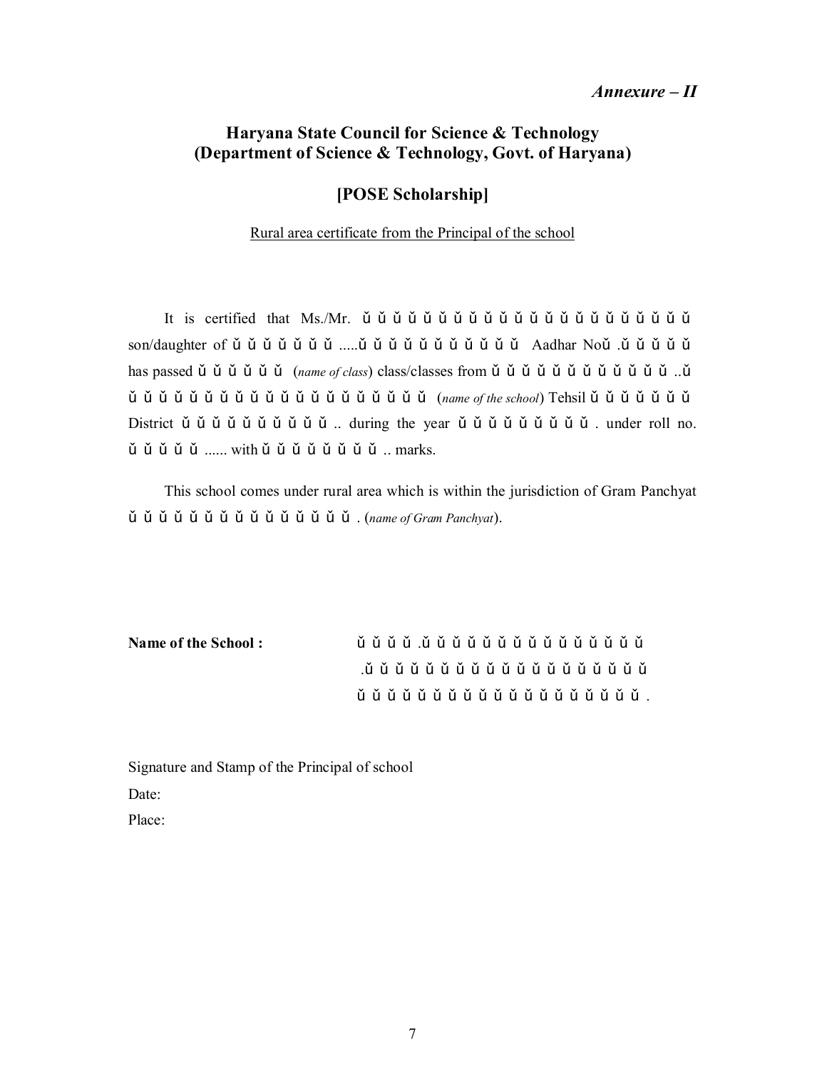*Annexure – II*

**Haryana State Council for Science & Technology**
**(Department of Science & Technology, Govt. of Haryana)**

**[POSE Scholarship]**

Rural area certificate from the Principal of the school

It is certified that Ms./Mr. ǔ ǔ ǔ ǔ ǔ ǔ ǔ ǔ ǔ ǔ ǔ ǔ ǔ ǔ ǔ ǔ ǔ ǔ ǔ ǔ ǔ son/daughter of ǔ ǔ ǔ ǔ ǔ ǔ ǔ ǔ .....ǔ ǔ ǔ ǔ ǔ ǔ ǔ ǔ ǔ ǔ ǔ Aadhar Noǔ .ǔ ǔ ǔ ǔ ǔ has passed ǔ ǔ ǔ ǔ ǔ ǔ (*name of class*) class/classes from ǔ ǔ ǔ ǔ ǔ ǔ ǔ ǔ ǔ ǔ ǔ ǔ ..ǔ ǔ ǔ ǔ ǔ ǔ ǔ ǔ ǔ ǔ ǔ ǔ ǔ ǔ ǔ ǔ ǔ ǔ ǔ ǔ (*name of the school*) Tehsil ǔ ǔ ǔ ǔ ǔ ǔ District ǔ ǔ ǔ ǔ ǔ ǔ ǔ ǔ ǔ ǔ .. during the year ǔ ǔ ǔ ǔ ǔ ǔ ǔ ǔ ǔ . under roll no. ǔ ǔ ǔ ǔ ǔ ...... with ǔ ǔ ǔ ǔ ǔ ǔ ǔ ǔ .. marks.

This school comes under rural area which is within the jurisdiction of Gram Panchyat ǔ ǔ ǔ ǔ ǔ ǔ ǔ ǔ ǔ ǔ ǔ ǔ ǔ ǔ ǔ . (*name of Gram Panchyat*).

**Name of the School :** ǔ ǔ ǔ ǔ .ǔ ǔ ǔ ǔ ǔ ǔ ǔ ǔ ǔ ǔ ǔ ǔ ǔ ǔ ǔ .ǔ ǔ ǔ ǔ ǔ ǔ ǔ ǔ ǔ ǔ ǔ ǔ ǔ ǔ ǔ ǔ ǔ ǔ ǔ ǔ ǔ ǔ ǔ ǔ ǔ ǔ ǔ ǔ ǔ ǔ ǔ ǔ ǔ ǔ ǔ ǔ ǔ ǔ ǔ .

Signature and Stamp of the Principal of school

Date:

Place: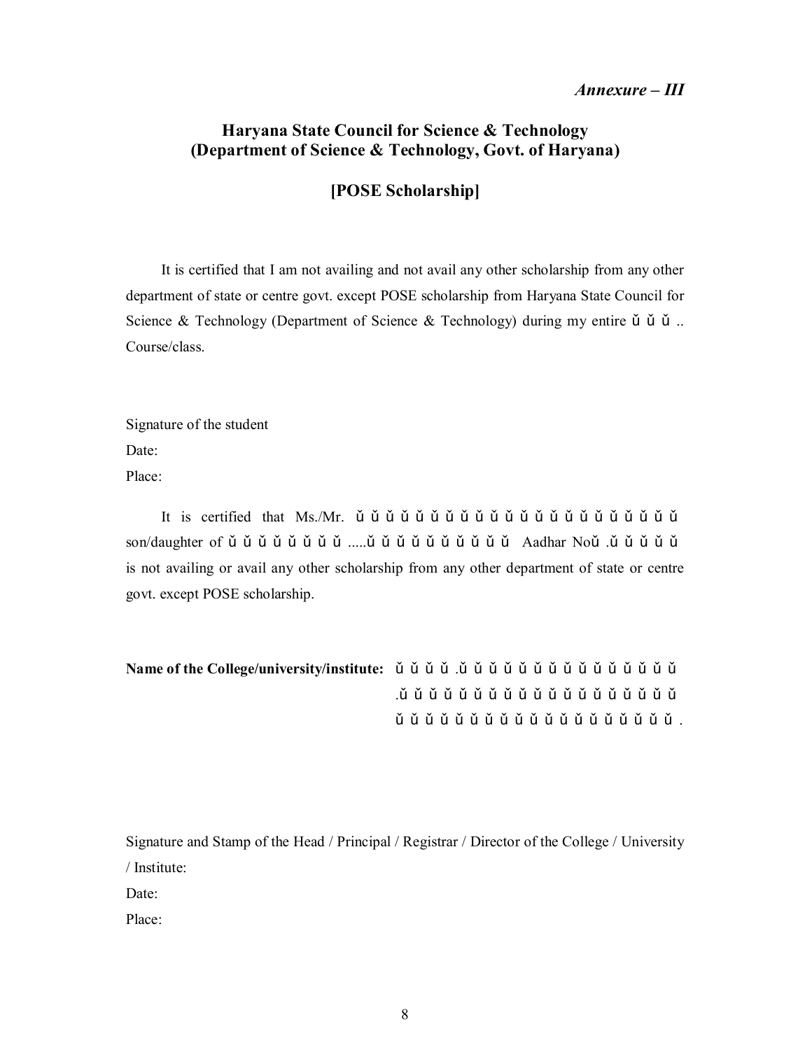*Annexure – III*

**Haryana State Council for Science & Technology**
**(Department of Science & Technology, Govt. of Haryana)**

**[POSE Scholarship]**

It is certified that I am not availing and not avail any other scholarship from any other department of state or centre govt. except POSE scholarship from Haryana State Council for Science & Technology (Department of Science & Technology) during my entire ǔ ǔ ǔ .. Course/class.

Signature of the student

Date:

Place:

It is certified that Ms./Mr. ǔ ǔ ǔ ǔ ǔ ǔ ǔ ǔ ǔ ǔ ǔ ǔ ǔ ǔ ǔ ǔ ǔ ǔ ǔ ǔ ǔ ǔ son/daughter of ǔ ǔ ǔ ǔ ǔ ǔ ǔ ǔ .....ǔ ǔ ǔ ǔ ǔ ǔ ǔ ǔ ǔ ǔ Aadhar Noǔ .ǔ ǔ ǔ ǔ ǔ is not availing or avail any other scholarship from any other department of state or centre govt. except POSE scholarship.

**Name of the College/university/institute:** ǔ ǔ ǔ ǔ .ǔ ǔ ǔ ǔ ǔ ǔ ǔ ǔ ǔ ǔ ǔ ǔ ǔ ǔ ǔ ǔ .ǔ ǔ ǔ ǔ ǔ ǔ ǔ ǔ ǔ ǔ ǔ ǔ ǔ ǔ ǔ ǔ ǔ ǔ ǔ ǔ ǔ ǔ ǔ ǔ ǔ ǔ ǔ ǔ ǔ ǔ ǔ ǔ ǔ ǔ ǔ ǔ ǔ ǔ ǔ ǔ ǔ .

Signature and Stamp of the Head / Principal / Registrar / Director of the College / University / Institute:

Date:

Place: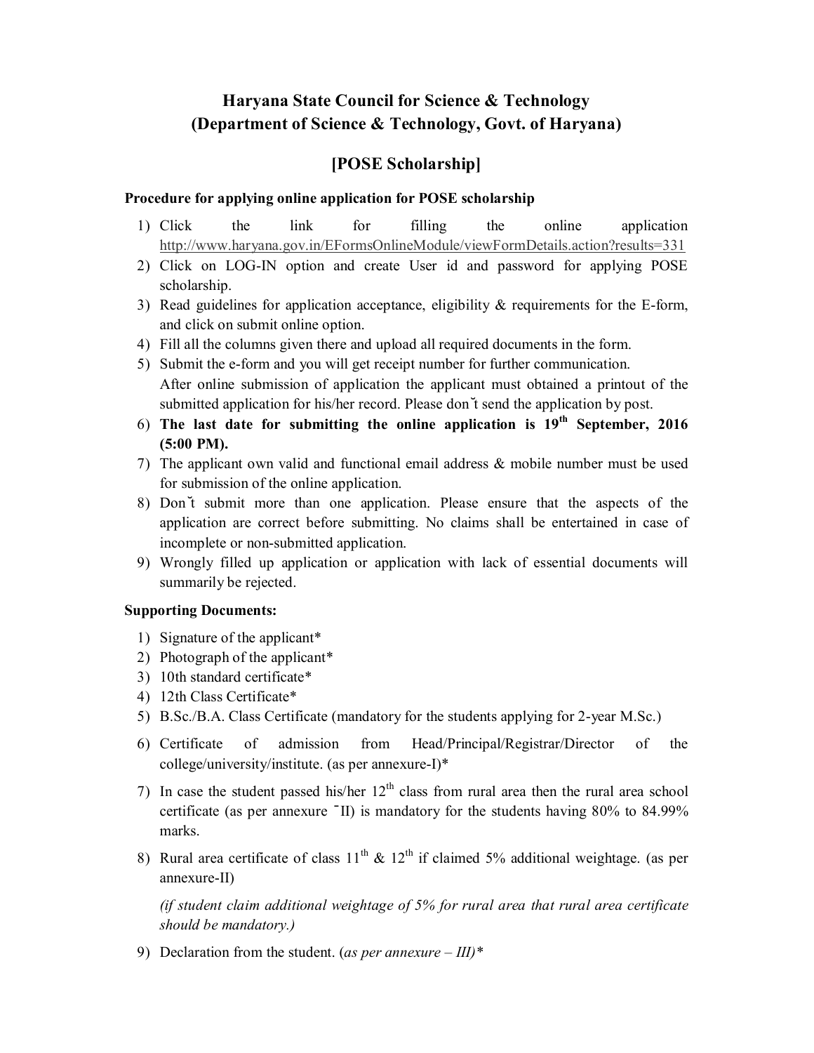# Haryana State Council for Science & Technology
# (Department of Science & Technology, Govt. of Haryana)

## [POSE Scholarship]

**Procedure for applying online application for POSE scholarship**

1) Click the link for filling the online application http://www.haryana.gov.in/EFormsOnlineModule/viewFormDetails.action?results=331
2) Click on LOG-IN option and create User id and password for applying POSE scholarship.
3) Read guidelines for application acceptance, eligibility & requirements for the E-form, and click on submit online option.
4) Fill all the columns given there and upload all required documents in the form.
5) Submit the e-form and you will get receipt number for further communication.
   After online submission of application the applicant must obtained a printout of the submitted application for his/her record. Please don˘t send the application by post.
6) **The last date for submitting the online application is 19th September, 2016 (5:00 PM).**
7) The applicant own valid and functional email address & mobile number must be used for submission of the online application.
8) Don˘t submit more than one application. Please ensure that the aspects of the application are correct before submitting. No claims shall be entertained in case of incomplete or non-submitted application.
9) Wrongly filled up application or application with lack of essential documents will summarily be rejected.

**Supporting Documents:**

1) Signature of the applicant*
2) Photograph of the applicant*
3) 10th standard certificate*
4) 12th Class Certificate*
5) B.Sc./B.A. Class Certificate (mandatory for the students applying for 2-year M.Sc.)
6) Certificate of admission from Head/Principal/Registrar/Director of the college/university/institute. (as per annexure-I)*
7) In case the student passed his/her 12th class from rural area then the rural area school certificate (as per annexure ˉII) is mandatory for the students having 80% to 84.99% marks.
8) Rural area certificate of class 11th & 12th if claimed 5% additional weightage. (as per annexure-II)

   *(if student claim additional weightage of 5% for rural area that rural area certificate should be mandatory.)*

9) Declaration from the student. (*as per annexure – III)**